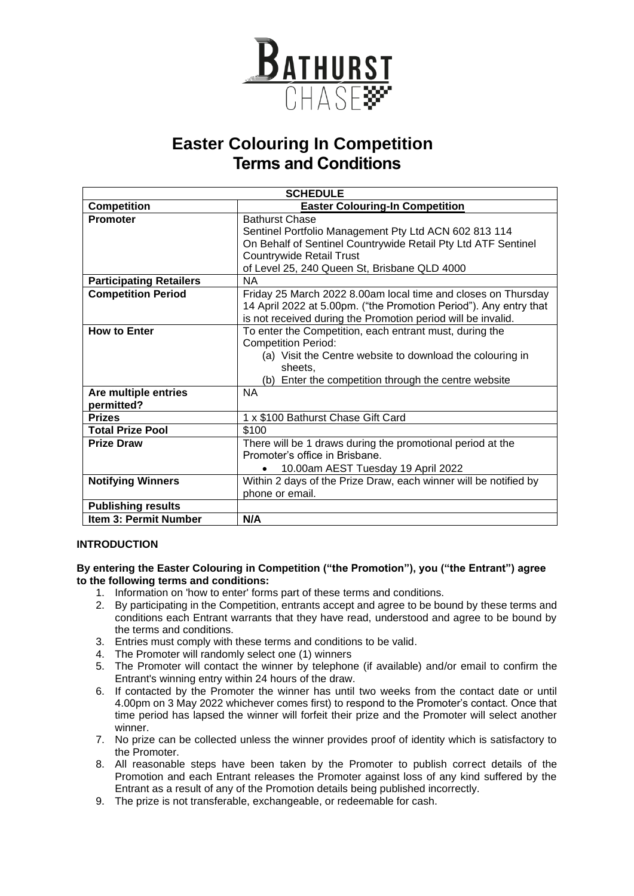# Easter Colouring In Competition
# Terms and Conditions

| SCHEDULE | |
|---|---|
| **Competition** | **Easter Colouring-In Competition** |
| **Promoter** | Bathurst Chase<br>Sentinel Portfolio Management Pty Ltd ACN 602 813 114<br>On Behalf of Sentinel Countrywide Retail Pty Ltd ATF Sentinel Countrywide Retail Trust<br>of Level 25, 240 Queen St, Brisbane QLD 4000 |
| **Participating Retailers** | NA |
| **Competition Period** | Friday 25 March 2022 8.00am local time and closes on Thursday 14 April 2022 at 5.00pm. ("the Promotion Period"). Any entry that is not received during the Promotion period will be invalid. |
| **How to Enter** | To enter the Competition, each entrant must, during the Competition Period:<br>(a) Visit the Centre website to download the colouring in sheets,<br>(b) Enter the competition through the centre website |
| **Are multiple entries permitted?** | NA |
| **Prizes** | 1 x $100 Bathurst Chase Gift Card |
| **Total Prize Pool** | $100 |
| **Prize Draw** | There will be 1 draws during the promotional period at the Promoter's office in Brisbane.<br>• 10.00am AEST Tuesday 19 April 2022 |
| **Notifying Winners** | Within 2 days of the Prize Draw, each winner will be notified by phone or email. |
| **Publishing results** | |
| **Item 3: Permit Number** | **N/A** |

**INTRODUCTION**

**By entering the Easter Colouring in Competition ("the Promotion"), you ("the Entrant") agree to the following terms and conditions:**

1. Information on 'how to enter' forms part of these terms and conditions.
2. By participating in the Competition, entrants accept and agree to be bound by these terms and conditions each Entrant warrants that they have read, understood and agree to be bound by the terms and conditions.
3. Entries must comply with these terms and conditions to be valid.
4. The Promoter will randomly select one (1) winners
5. The Promoter will contact the winner by telephone (if available) and/or email to confirm the Entrant's winning entry within 24 hours of the draw.
6. If contacted by the Promoter the winner has until two weeks from the contact date or until 4.00pm on 3 May 2022 whichever comes first) to respond to the Promoter's contact. Once that time period has lapsed the winner will forfeit their prize and the Promoter will select another winner.
7. No prize can be collected unless the winner provides proof of identity which is satisfactory to the Promoter.
8. All reasonable steps have been taken by the Promoter to publish correct details of the Promotion and each Entrant releases the Promoter against loss of any kind suffered by the Entrant as a result of any of the Promotion details being published incorrectly.
9. The prize is not transferable, exchangeable, or redeemable for cash.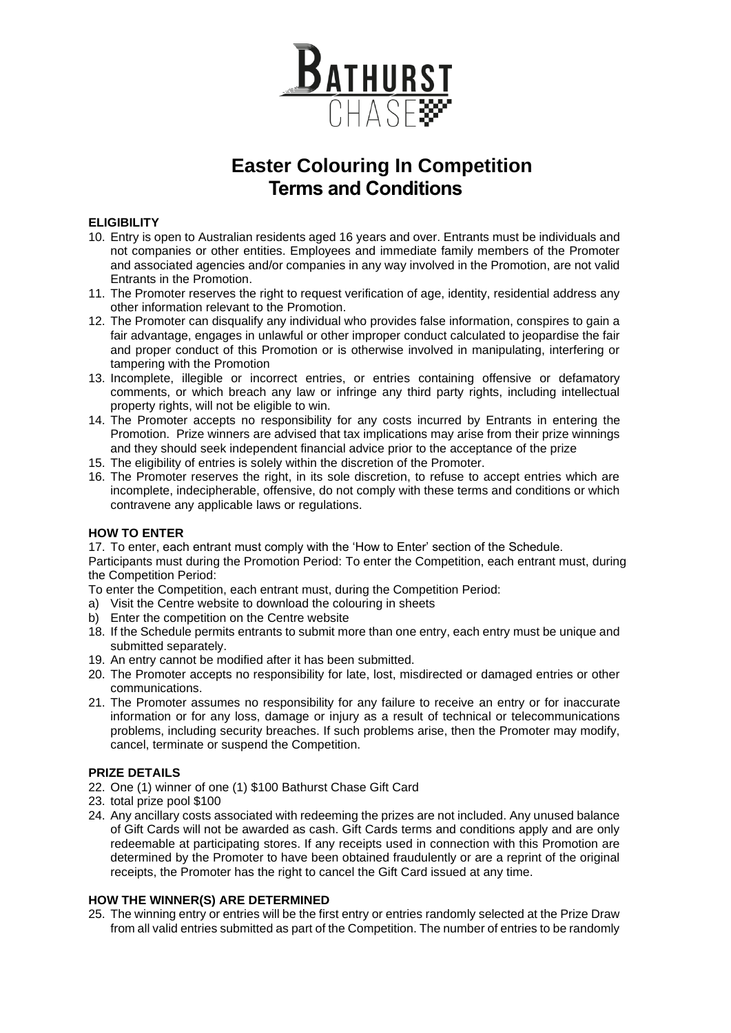# Easter Colouring In Competition Terms and Conditions

**ELIGIBILITY**

10. Entry is open to Australian residents aged 16 years and over. Entrants must be individuals and not companies or other entities. Employees and immediate family members of the Promoter and associated agencies and/or companies in any way involved in the Promotion, are not valid Entrants in the Promotion.
11. The Promoter reserves the right to request verification of age, identity, residential address any other information relevant to the Promotion.
12. The Promoter can disqualify any individual who provides false information, conspires to gain a fair advantage, engages in unlawful or other improper conduct calculated to jeopardise the fair and proper conduct of this Promotion or is otherwise involved in manipulating, interfering or tampering with the Promotion
13. Incomplete, illegible or incorrect entries, or entries containing offensive or defamatory comments, or which breach any law or infringe any third party rights, including intellectual property rights, will not be eligible to win.
14. The Promoter accepts no responsibility for any costs incurred by Entrants in entering the Promotion. Prize winners are advised that tax implications may arise from their prize winnings and they should seek independent financial advice prior to the acceptance of the prize
15. The eligibility of entries is solely within the discretion of the Promoter.
16. The Promoter reserves the right, in its sole discretion, to refuse to accept entries which are incomplete, indecipherable, offensive, do not comply with these terms and conditions or which contravene any applicable laws or regulations.

**HOW TO ENTER**

17. To enter, each entrant must comply with the 'How to Enter' section of the Schedule.

Participants must during the Promotion Period: To enter the Competition, each entrant must, during the Competition Period:

To enter the Competition, each entrant must, during the Competition Period:

a) Visit the Centre website to download the colouring in sheets
b) Enter the competition on the Centre website

18. If the Schedule permits entrants to submit more than one entry, each entry must be unique and submitted separately.
19. An entry cannot be modified after it has been submitted.
20. The Promoter accepts no responsibility for late, lost, misdirected or damaged entries or other communications.
21. The Promoter assumes no responsibility for any failure to receive an entry or for inaccurate information or for any loss, damage or injury as a result of technical or telecommunications problems, including security breaches. If such problems arise, then the Promoter may modify, cancel, terminate or suspend the Competition.

**PRIZE DETAILS**

22. One (1) winner of one (1) $100 Bathurst Chase Gift Card
23. total prize pool $100
24. Any ancillary costs associated with redeeming the prizes are not included. Any unused balance of Gift Cards will not be awarded as cash. Gift Cards terms and conditions apply and are only redeemable at participating stores. If any receipts used in connection with this Promotion are determined by the Promoter to have been obtained fraudulently or are a reprint of the original receipts, the Promoter has the right to cancel the Gift Card issued at any time.

**HOW THE WINNER(S) ARE DETERMINED**

25. The winning entry or entries will be the first entry or entries randomly selected at the Prize Draw from all valid entries submitted as part of the Competition. The number of entries to be randomly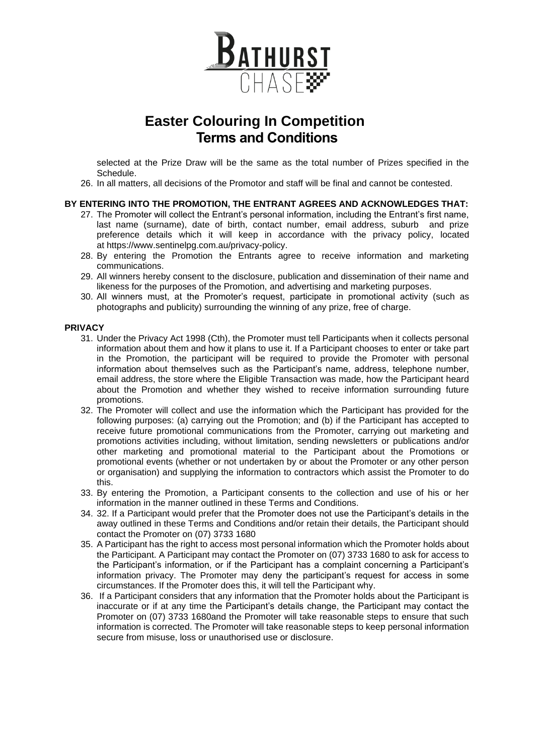# Easter Colouring In Competition
# Terms and Conditions

selected at the Prize Draw will be the same as the total number of Prizes specified in the Schedule.

26. In all matters, all decisions of the Promotor and staff will be final and cannot be contested.

**BY ENTERING INTO THE PROMOTION, THE ENTRANT AGREES AND ACKNOWLEDGES THAT:**

27. The Promoter will collect the Entrant's personal information, including the Entrant's first name, last name (surname), date of birth, contact number, email address, suburb and prize preference details which it will keep in accordance with the privacy policy, located at https://www.sentinelpg.com.au/privacy-policy.
28. By entering the Promotion the Entrants agree to receive information and marketing communications.
29. All winners hereby consent to the disclosure, publication and dissemination of their name and likeness for the purposes of the Promotion, and advertising and marketing purposes.
30. All winners must, at the Promoter's request, participate in promotional activity (such as photographs and publicity) surrounding the winning of any prize, free of charge.

**PRIVACY**

31. Under the Privacy Act 1998 (Cth), the Promoter must tell Participants when it collects personal information about them and how it plans to use it. If a Participant chooses to enter or take part in the Promotion, the participant will be required to provide the Promoter with personal information about themselves such as the Participant's name, address, telephone number, email address, the store where the Eligible Transaction was made, how the Participant heard about the Promotion and whether they wished to receive information surrounding future promotions.
32. The Promoter will collect and use the information which the Participant has provided for the following purposes: (a) carrying out the Promotion; and (b) if the Participant has accepted to receive future promotional communications from the Promoter, carrying out marketing and promotions activities including, without limitation, sending newsletters or publications and/or other marketing and promotional material to the Participant about the Promotions or promotional events (whether or not undertaken by or about the Promoter or any other person or organisation) and supplying the information to contractors which assist the Promoter to do this.
33. By entering the Promotion, a Participant consents to the collection and use of his or her information in the manner outlined in these Terms and Conditions.
34. 32. If a Participant would prefer that the Promoter does not use the Participant's details in the away outlined in these Terms and Conditions and/or retain their details, the Participant should contact the Promoter on (07) 3733 1680
35. A Participant has the right to access most personal information which the Promoter holds about the Participant. A Participant may contact the Promoter on (07) 3733 1680 to ask for access to the Participant's information, or if the Participant has a complaint concerning a Participant's information privacy. The Promoter may deny the participant's request for access in some circumstances. If the Promoter does this, it will tell the Participant why.
36. If a Participant considers that any information that the Promoter holds about the Participant is inaccurate or if at any time the Participant's details change, the Participant may contact the Promoter on (07) 3733 1680and the Promoter will take reasonable steps to ensure that such information is corrected. The Promoter will take reasonable steps to keep personal information secure from misuse, loss or unauthorised use or disclosure.